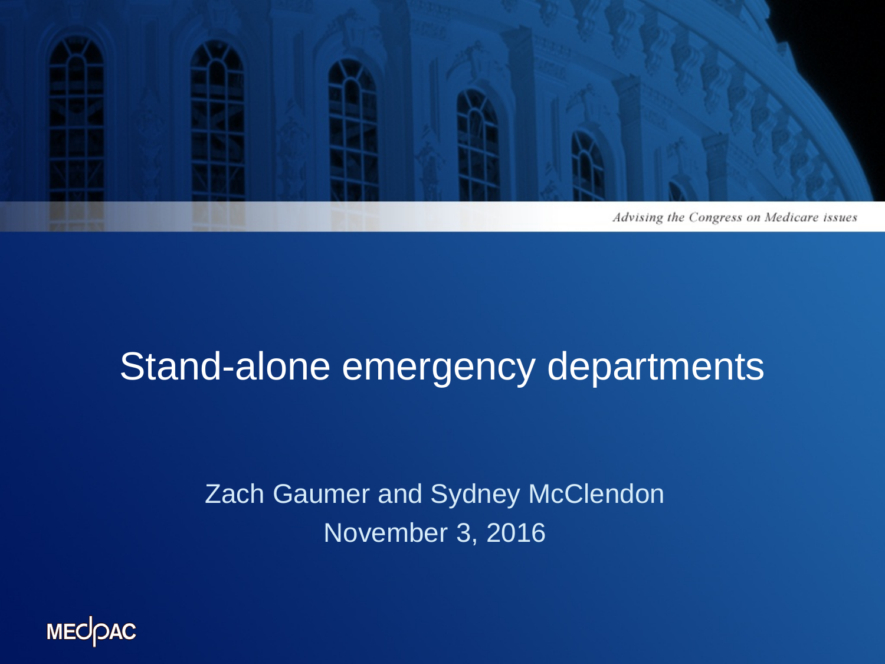Advising the Congress on Medicare issues

# Stand-alone emergency departments

Zach Gaumer and Sydney McClendon

November 3, 2016

MEDPAC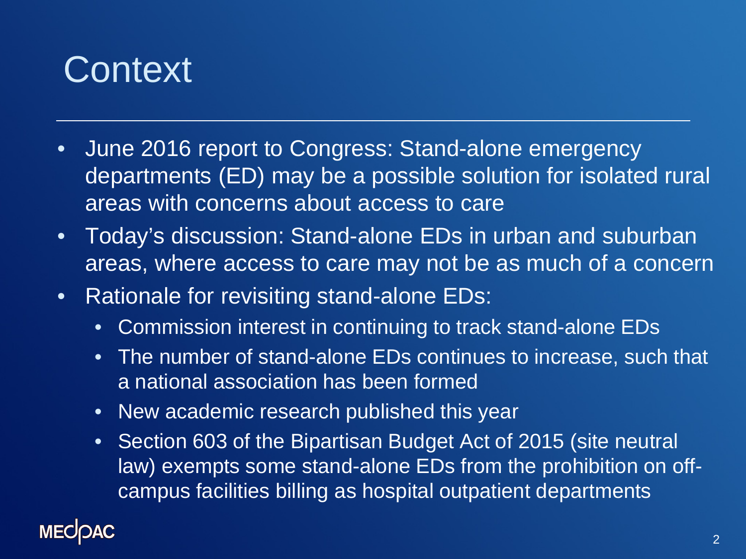# Context

- June 2016 report to Congress: Stand-alone emergency departments (ED) may be a possible solution for isolated rural areas with concerns about access to care
- Today's discussion: Stand-alone EDs in urban and suburban areas, where access to care may not be as much of a concern
- Rationale for revisiting stand-alone EDs:
  - Commission interest in continuing to track stand-alone EDs
  - The number of stand-alone EDs continues to increase, such that a national association has been formed
  - New academic research published this year
  - Section 603 of the Bipartisan Budget Act of 2015 (site neutral law) exempts some stand-alone EDs from the prohibition on off-campus facilities billing as hospital outpatient departments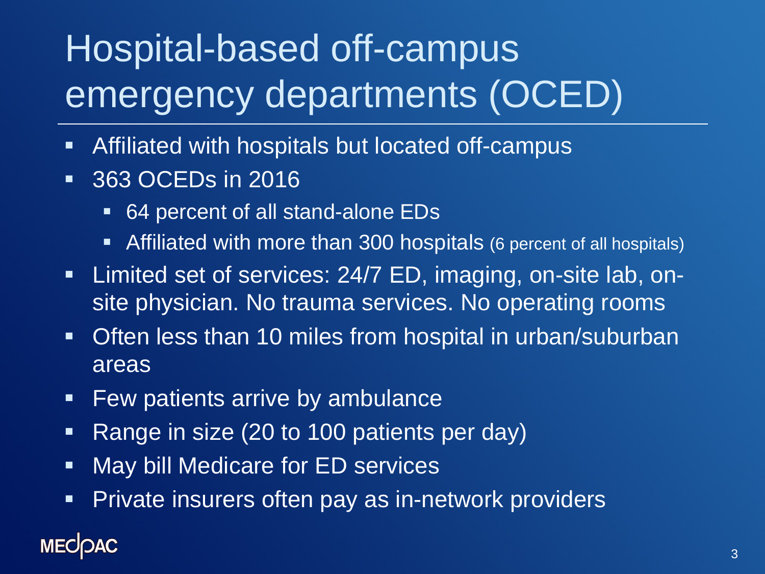# Hospital-based off-campus emergency departments (OCED)

- Affiliated with hospitals but located off-campus
- 363 OCEDs in 2016
  - 64 percent of all stand-alone EDs
  - Affiliated with more than 300 hospitals (6 percent of all hospitals)
- Limited set of services: 24/7 ED, imaging, on-site lab, on-site physician. No trauma services. No operating rooms
- Often less than 10 miles from hospital in urban/suburban areas
- Few patients arrive by ambulance
- Range in size (20 to 100 patients per day)
- May bill Medicare for ED services
- Private insurers often pay as in-network providers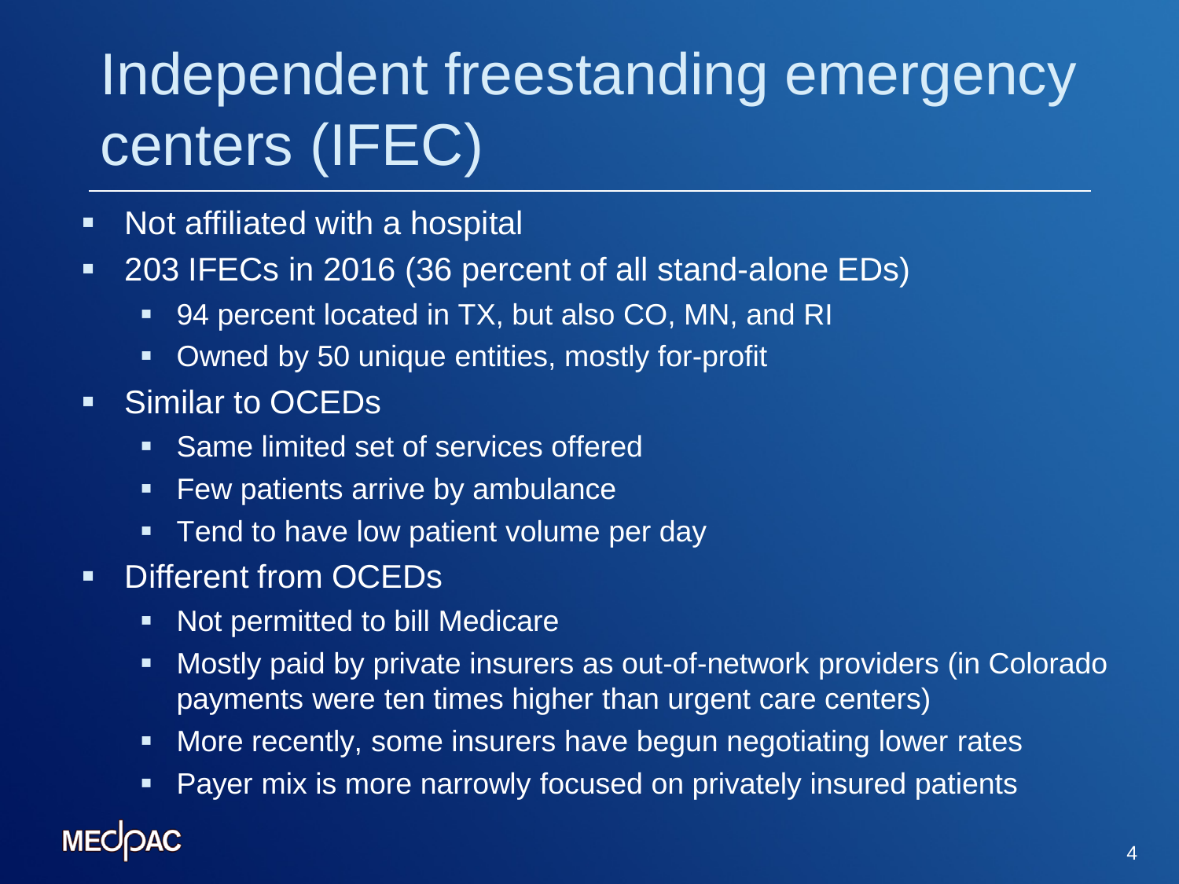# Independent freestanding emergency centers (IFEC)

- Not affiliated with a hospital
- 203 IFECs in 2016 (36 percent of all stand-alone EDs)
  - 94 percent located in TX, but also CO, MN, and RI
  - Owned by 50 unique entities, mostly for-profit
- Similar to OCEDs
  - Same limited set of services offered
  - Few patients arrive by ambulance
  - Tend to have low patient volume per day
- Different from OCEDs
  - Not permitted to bill Medicare
  - Mostly paid by private insurers as out-of-network providers (in Colorado payments were ten times higher than urgent care centers)
  - More recently, some insurers have begun negotiating lower rates
  - Payer mix is more narrowly focused on privately insured patients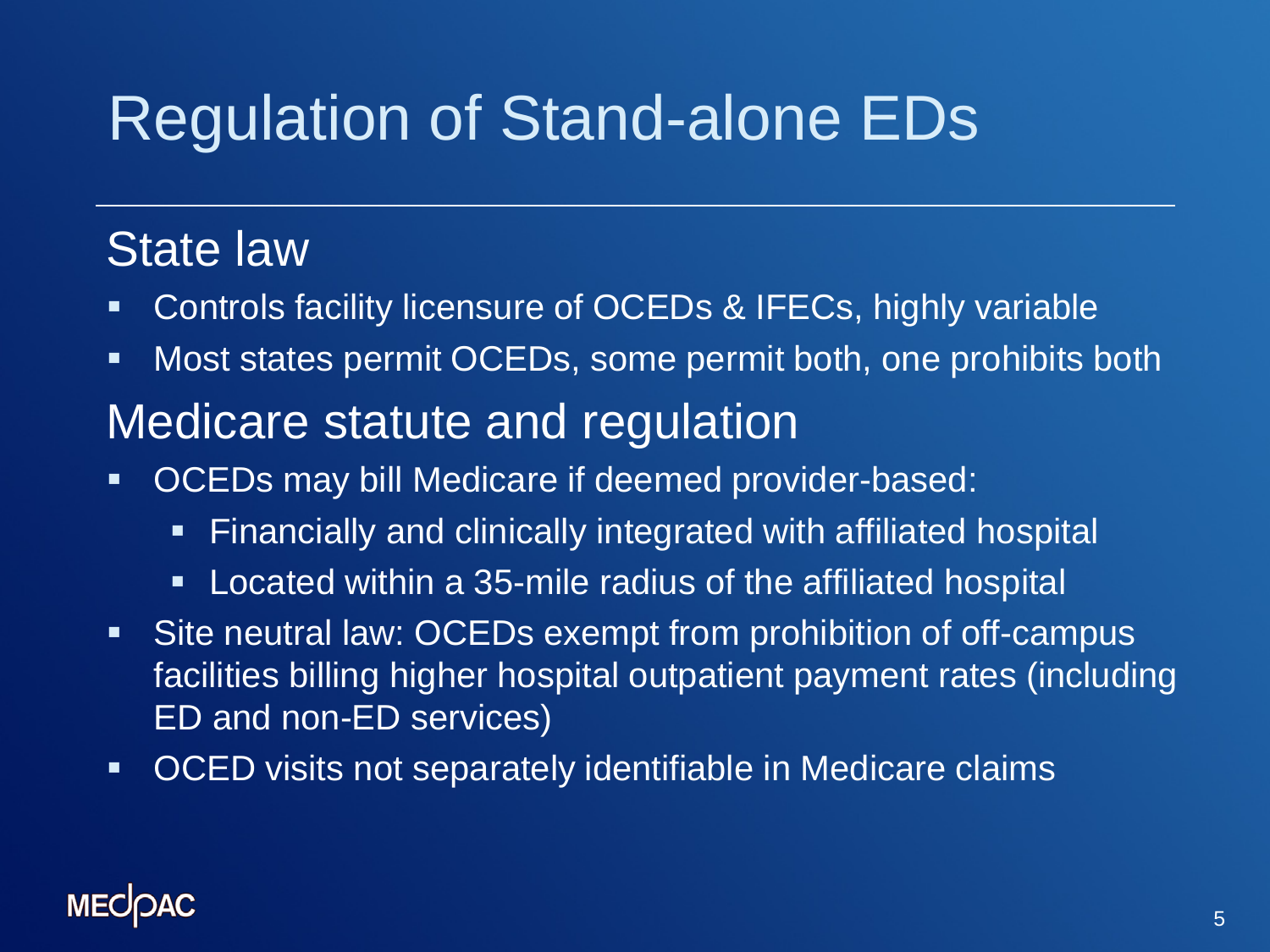# Regulation of Stand-alone EDs

## State law

- Controls facility licensure of OCEDs & IFECs, highly variable
- Most states permit OCEDs, some permit both, one prohibits both

## Medicare statute and regulation

- OCEDs may bill Medicare if deemed provider-based:
  - Financially and clinically integrated with affiliated hospital
  - Located within a 35-mile radius of the affiliated hospital
- Site neutral law: OCEDs exempt from prohibition of off-campus facilities billing higher hospital outpatient payment rates (including ED and non-ED services)
- OCED visits not separately identifiable in Medicare claims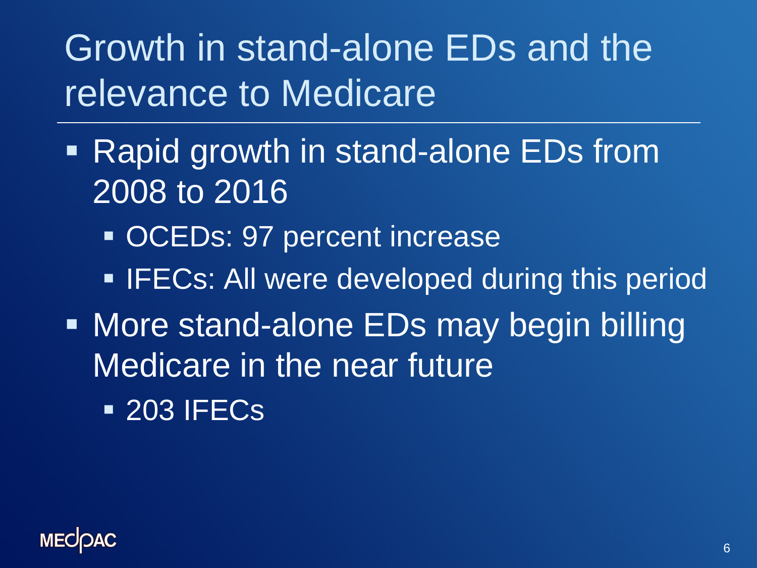# Growth in stand-alone EDs and the relevance to Medicare

- Rapid growth in stand-alone EDs from 2008 to 2016
  - OCEDs: 97 percent increase
  - IFECs: All were developed during this period
- More stand-alone EDs may begin billing Medicare in the near future
  - 203 IFECs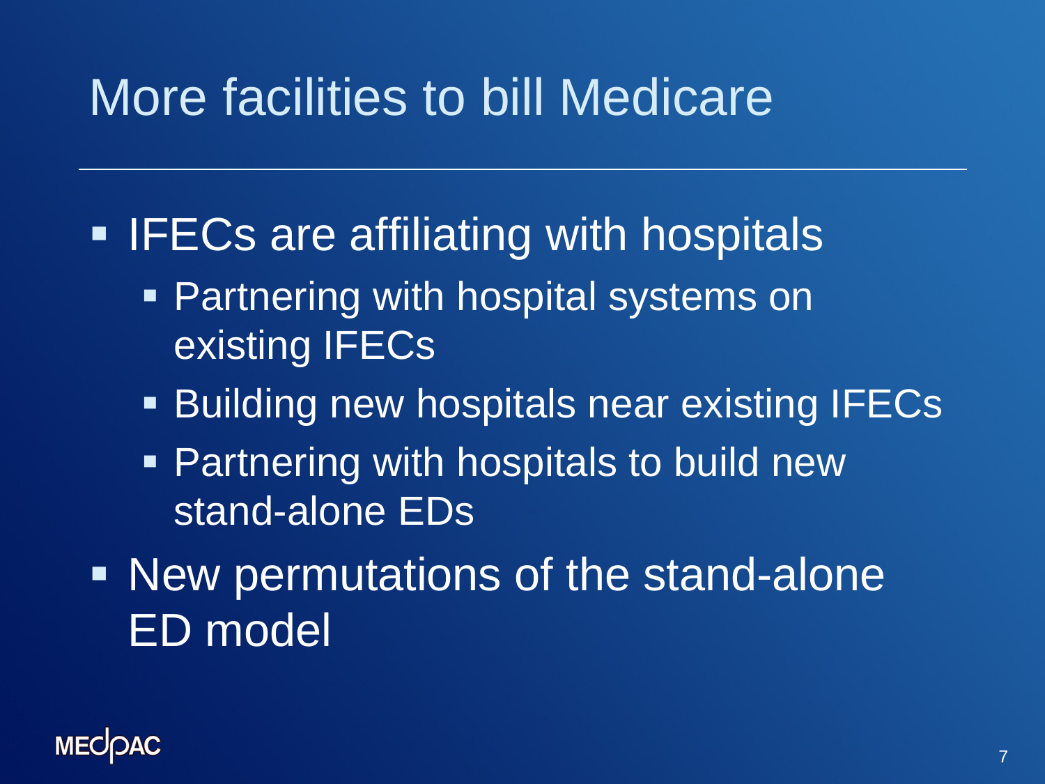# More facilities to bill Medicare

- IFECs are affiliating with hospitals
  - Partnering with hospital systems on existing IFECs
  - Building new hospitals near existing IFECs
  - Partnering with hospitals to build new stand-alone EDs
- New permutations of the stand-alone ED model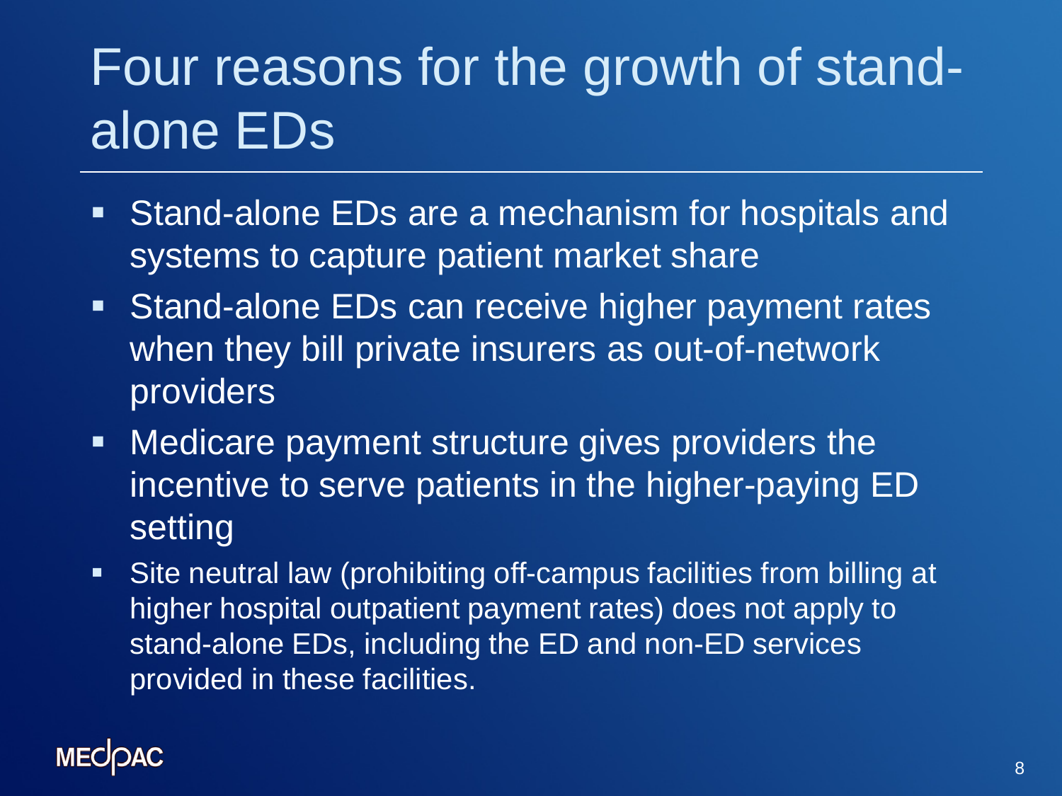# Four reasons for the growth of stand-alone EDs

- Stand-alone EDs are a mechanism for hospitals and systems to capture patient market share
- Stand-alone EDs can receive higher payment rates when they bill private insurers as out-of-network providers
- Medicare payment structure gives providers the incentive to serve patients in the higher-paying ED setting
- Site neutral law (prohibiting off-campus facilities from billing at higher hospital outpatient payment rates) does not apply to stand-alone EDs, including the ED and non-ED services provided in these facilities.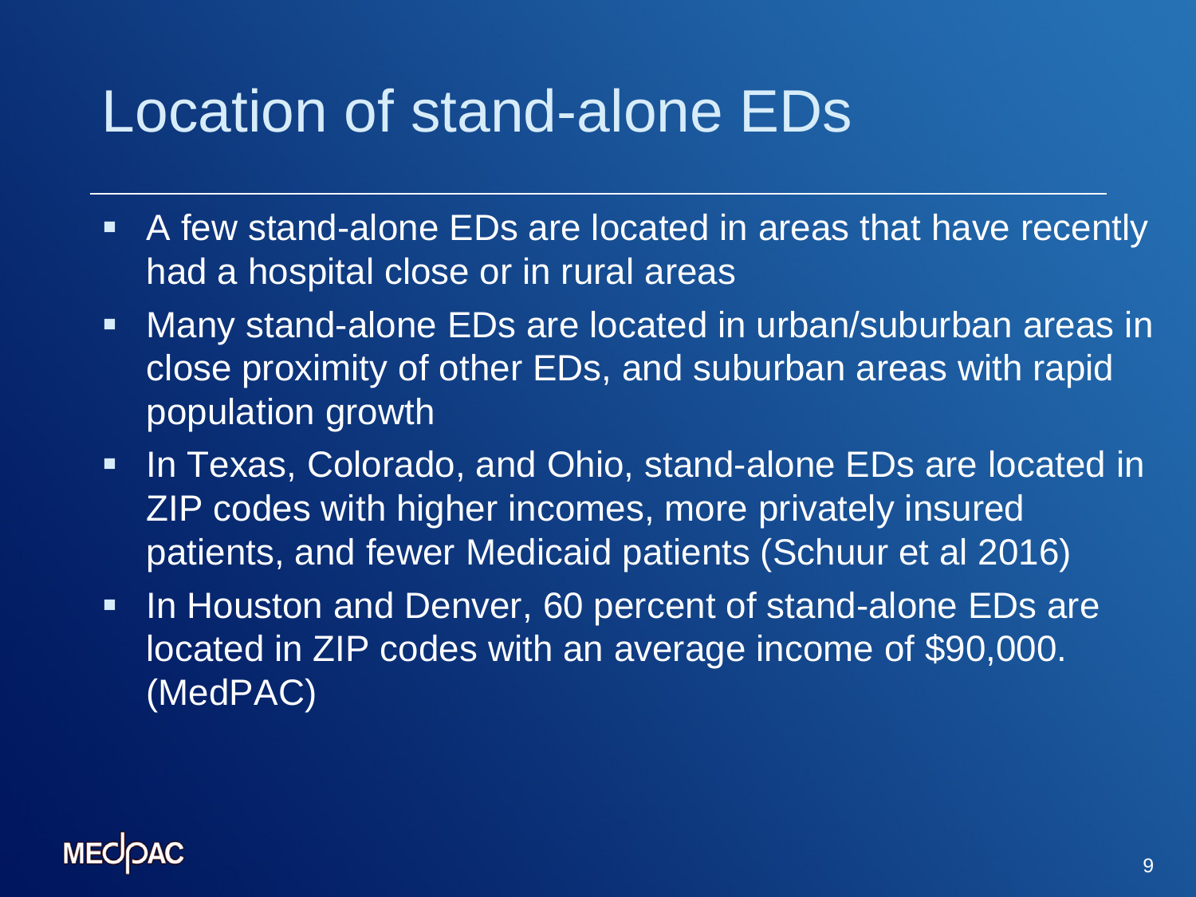# Location of stand-alone EDs

- A few stand-alone EDs are located in areas that have recently had a hospital close or in rural areas
- Many stand-alone EDs are located in urban/suburban areas in close proximity of other EDs, and suburban areas with rapid population growth
- In Texas, Colorado, and Ohio, stand-alone EDs are located in ZIP codes with higher incomes, more privately insured patients, and fewer Medicaid patients (Schuur et al 2016)
- In Houston and Denver, 60 percent of stand-alone EDs are located in ZIP codes with an average income of $90,000. (MedPAC)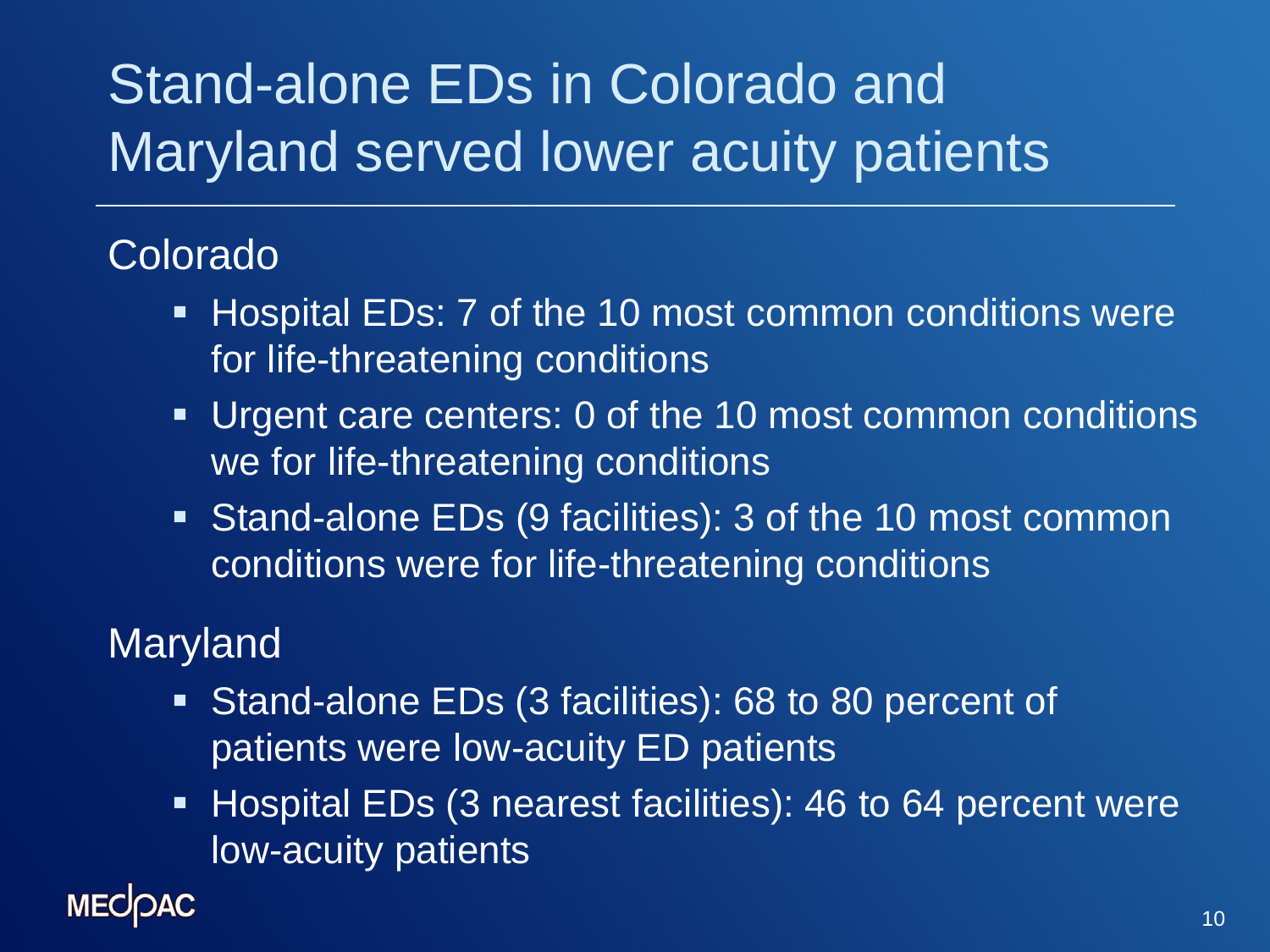# Stand-alone EDs in Colorado and Maryland served lower acuity patients

## Colorado

- Hospital EDs: 7 of the 10 most common conditions were for life-threatening conditions
- Urgent care centers: 0 of the 10 most common conditions we for life-threatening conditions
- Stand-alone EDs (9 facilities): 3 of the 10 most common conditions were for life-threatening conditions

## Maryland

- Stand-alone EDs (3 facilities): 68 to 80 percent of patients were low-acuity ED patients
- Hospital EDs (3 nearest facilities): 46 to 64 percent were low-acuity patients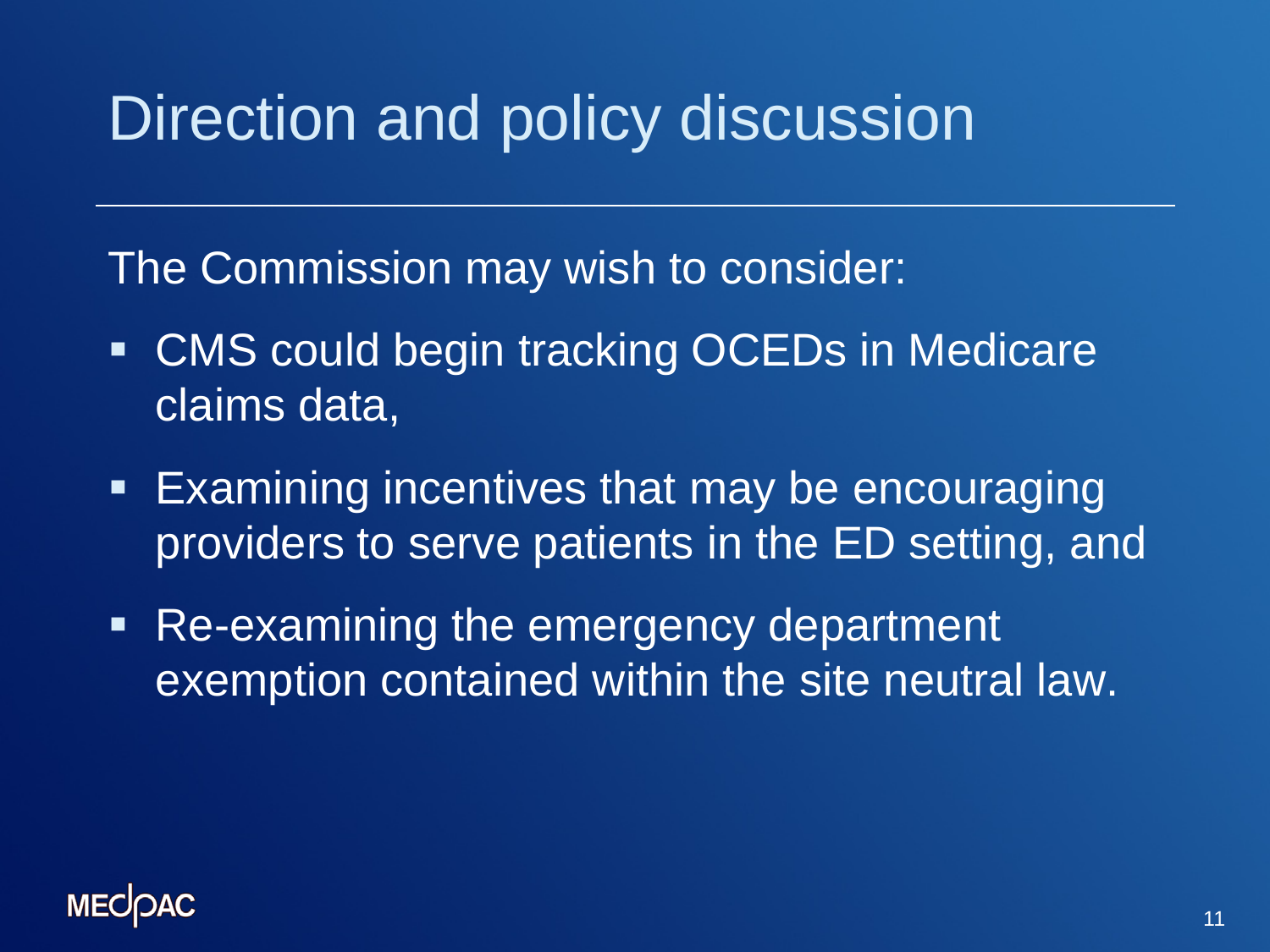# Direction and policy discussion

The Commission may wish to consider:

- CMS could begin tracking OCEDs in Medicare claims data,
- Examining incentives that may be encouraging providers to serve patients in the ED setting, and
- Re-examining the emergency department exemption contained within the site neutral law.